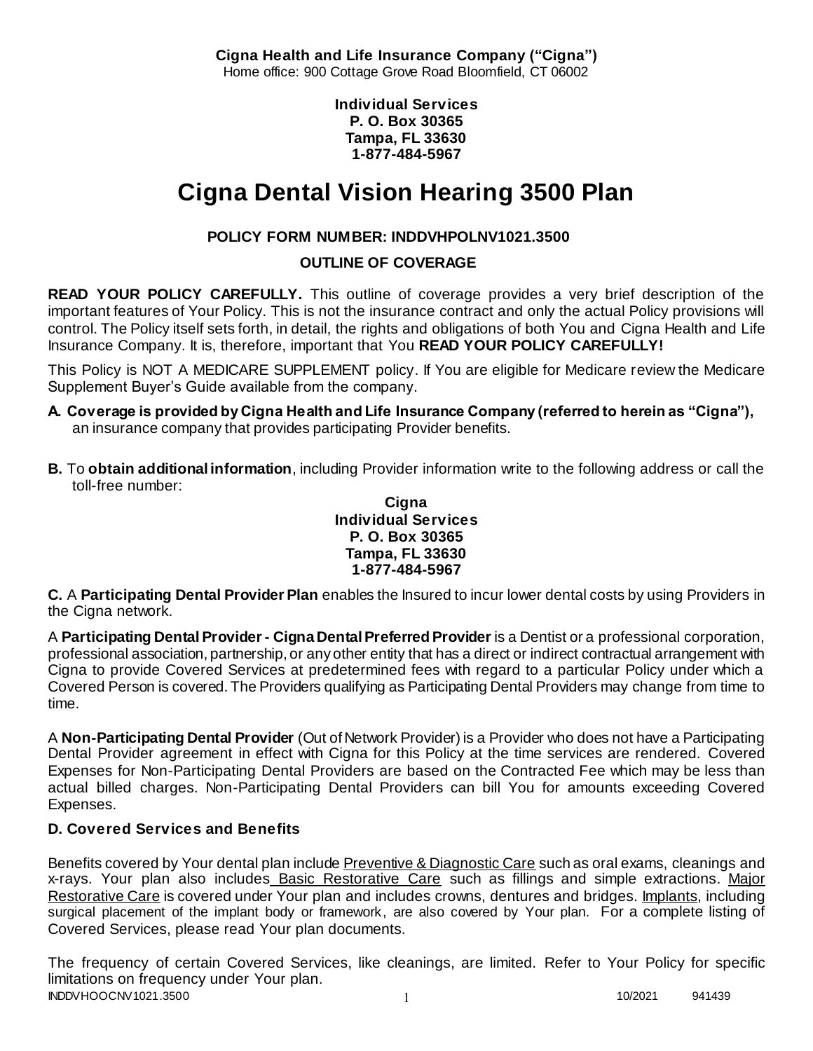**Cigna Health and Life Insurance Company ("Cigna")**
Home office: 900 Cottage Grove Road Bloomfield, CT 06002

**Individual Services**
**P. O. Box 30365**
**Tampa, FL 33630**
**1-877-484-5967**

# Cigna Dental Vision Hearing 3500 Plan

**POLICY FORM NUMBER: INDDVHPOLNV1021.3500**

**OUTLINE OF COVERAGE**

**READ YOUR POLICY CAREFULLY.** This outline of coverage provides a very brief description of the important features of Your Policy. This is not the insurance contract and only the actual Policy provisions will control. The Policy itself sets forth, in detail, the rights and obligations of both You and Cigna Health and Life Insurance Company. It is, therefore, important that You **READ YOUR POLICY CAREFULLY!**

This Policy is NOT A MEDICARE SUPPLEMENT policy. If You are eligible for Medicare review the Medicare Supplement Buyer's Guide available from the company.

**A. Coverage is provided by Cigna Health and Life Insurance Company (referred to herein as "Cigna"),** an insurance company that provides participating Provider benefits.

**B.** To **obtain additional information**, including Provider information write to the following address or call the toll-free number:

**Cigna**
**Individual Services**
**P. O. Box 30365**
**Tampa, FL 33630**
**1-877-484-5967**

**C.** A **Participating Dental Provider Plan** enables the Insured to incur lower dental costs by using Providers in the Cigna network.

A **Participating Dental Provider - Cigna Dental Preferred Provider** is a Dentist or a professional corporation, professional association, partnership, or any other entity that has a direct or indirect contractual arrangement with Cigna to provide Covered Services at predetermined fees with regard to a particular Policy under which a Covered Person is covered. The Providers qualifying as Participating Dental Providers may change from time to time.

A **Non-Participating Dental Provider** (Out of Network Provider) is a Provider who does not have a Participating Dental Provider agreement in effect with Cigna for this Policy at the time services are rendered. Covered Expenses for Non-Participating Dental Providers are based on the Contracted Fee which may be less than actual billed charges. Non-Participating Dental Providers can bill You for amounts exceeding Covered Expenses.

**D. Covered Services and Benefits**

Benefits covered by Your dental plan include Preventive & Diagnostic Care such as oral exams, cleanings and x-rays. Your plan also includes Basic Restorative Care such as fillings and simple extractions. Major Restorative Care is covered under Your plan and includes crowns, dentures and bridges. Implants, including surgical placement of the implant body or framework, are also covered by Your plan. For a complete listing of Covered Services, please read Your plan documents.

The frequency of certain Covered Services, like cleanings, are limited. Refer to Your Policy for specific limitations on frequency under Your plan.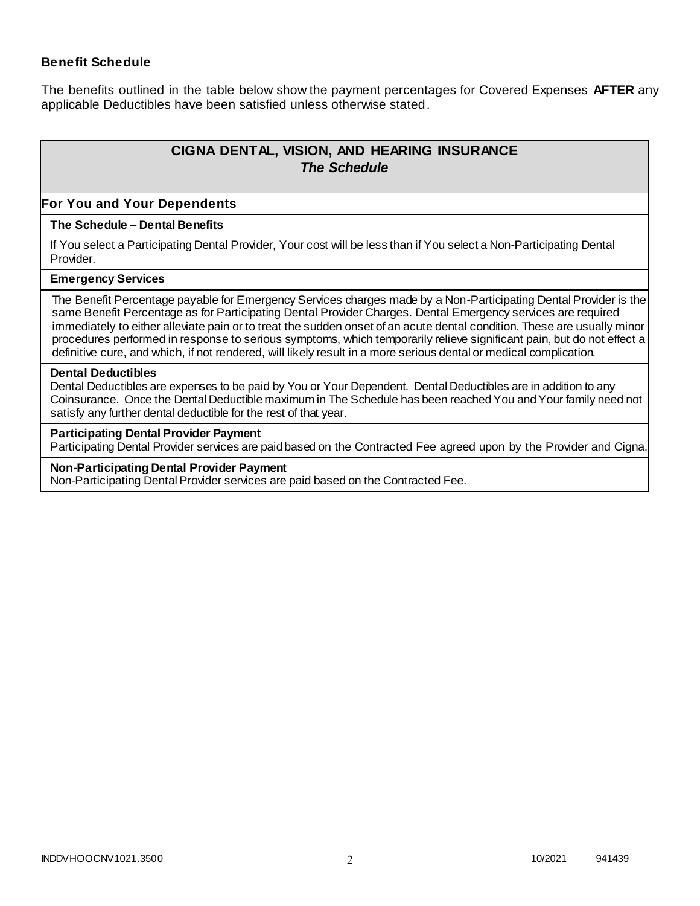**Benefit Schedule**

The benefits outlined in the table below show the payment percentages for Covered Expenses **AFTER** any applicable Deductibles have been satisfied unless otherwise stated.

## CIGNA DENTAL, VISION, AND HEARING INSURANCE
### *The Schedule*

### For You and Your Dependents

**The Schedule – Dental Benefits**

If You select a Participating Dental Provider, Your cost will be less than if You select a Non-Participating Dental Provider.

**Emergency Services**

The Benefit Percentage payable for Emergency Services charges made by a Non-Participating Dental Provider is the same Benefit Percentage as for Participating Dental Provider Charges. Dental Emergency services are required immediately to either alleviate pain or to treat the sudden onset of an acute dental condition. These are usually minor procedures performed in response to serious symptoms, which temporarily relieve significant pain, but do not effect a definitive cure, and which, if not rendered, will likely result in a more serious dental or medical complication.

**Dental Deductibles**

Dental Deductibles are expenses to be paid by You or Your Dependent. Dental Deductibles are in addition to any Coinsurance. Once the Dental Deductible maximum in The Schedule has been reached You and Your family need not satisfy any further dental deductible for the rest of that year.

**Participating Dental Provider Payment**

Participating Dental Provider services are paid based on the Contracted Fee agreed upon by the Provider and Cigna.

**Non-Participating Dental Provider Payment**

Non-Participating Dental Provider services are paid based on the Contracted Fee.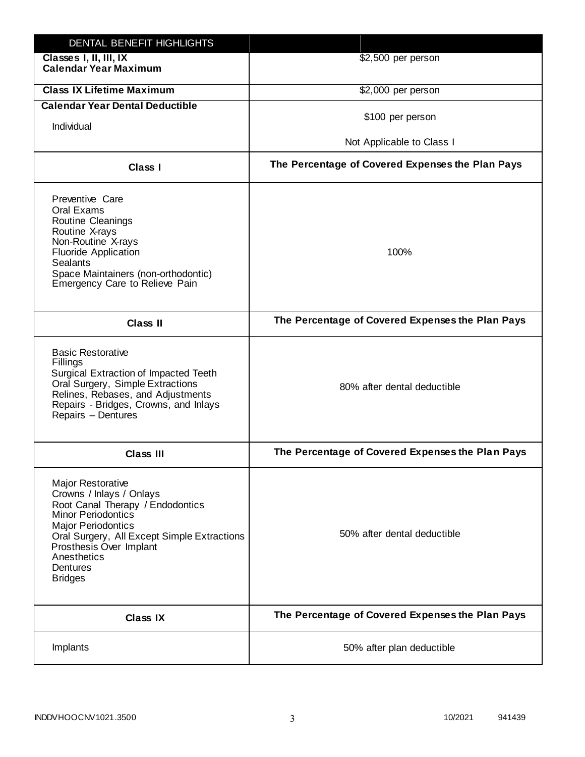| DENTAL BENEFIT HIGHLIGHTS | |
|---|---|
| **Classes I, II, III, IX Calendar Year Maximum** | $2,500 per person |
| **Class IX Lifetime Maximum** | $2,000 per person |
| **Calendar Year Dental Deductible**<br>Individual | $100 per person<br>Not Applicable to Class I |
| **Class I** | **The Percentage of Covered Expenses the Plan Pays** |
| Preventive Care<br>Oral Exams<br>Routine Cleanings<br>Routine X-rays<br>Non-Routine X-rays<br>Fluoride Application<br>Sealants<br>Space Maintainers (non-orthodontic)<br>Emergency Care to Relieve Pain | 100% |
| **Class II** | **The Percentage of Covered Expenses the Plan Pays** |
| Basic Restorative<br>Fillings<br>Surgical Extraction of Impacted Teeth<br>Oral Surgery, Simple Extractions<br>Relines, Rebases, and Adjustments<br>Repairs - Bridges, Crowns, and Inlays<br>Repairs – Dentures | 80% after dental deductible |
| **Class III** | **The Percentage of Covered Expenses the Plan Pays** |
| Major Restorative<br>Crowns / Inlays / Onlays<br>Root Canal Therapy / Endodontics<br>Minor Periodontics<br>Major Periodontics<br>Oral Surgery, All Except Simple Extractions<br>Prosthesis Over Implant<br>Anesthetics<br>Dentures<br>Bridges | 50% after dental deductible |
| **Class IX** | **The Percentage of Covered Expenses the Plan Pays** |
| Implants | 50% after plan deductible |

INDDVHOOCNV1021.3500 10/2021 941439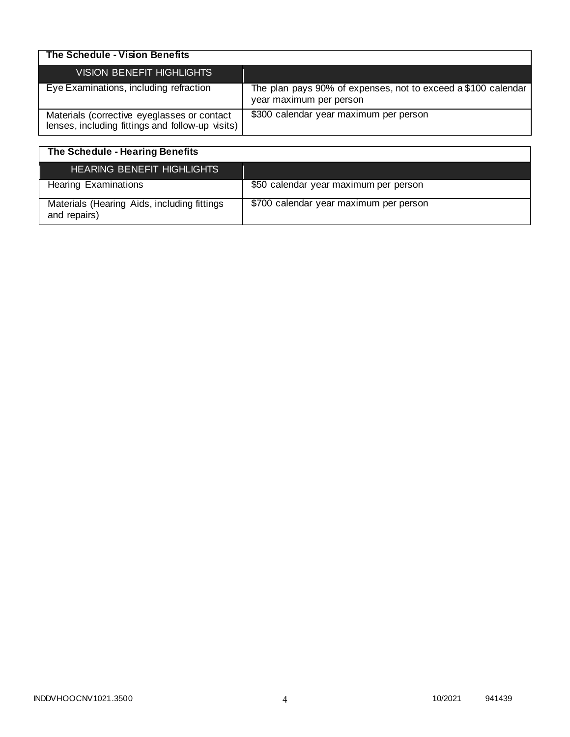| The Schedule - Vision Benefits | |
|---|---|
| VISION BENEFIT HIGHLIGHTS | |
| Eye Examinations, including refraction | The plan pays 90% of expenses, not to exceed a $100 calendar year maximum per person |
| Materials (corrective eyeglasses or contact lenses, including fittings and follow-up visits) | $300 calendar year maximum per person |

| The Schedule - Hearing Benefits | |
|---|---|
| HEARING BENEFIT HIGHLIGHTS | |
| Hearing Examinations | $50 calendar year maximum per person |
| Materials (Hearing Aids, including fittings and repairs) | $700 calendar year maximum per person |

INDDVHOOCNV1021.3500 10/2021 941439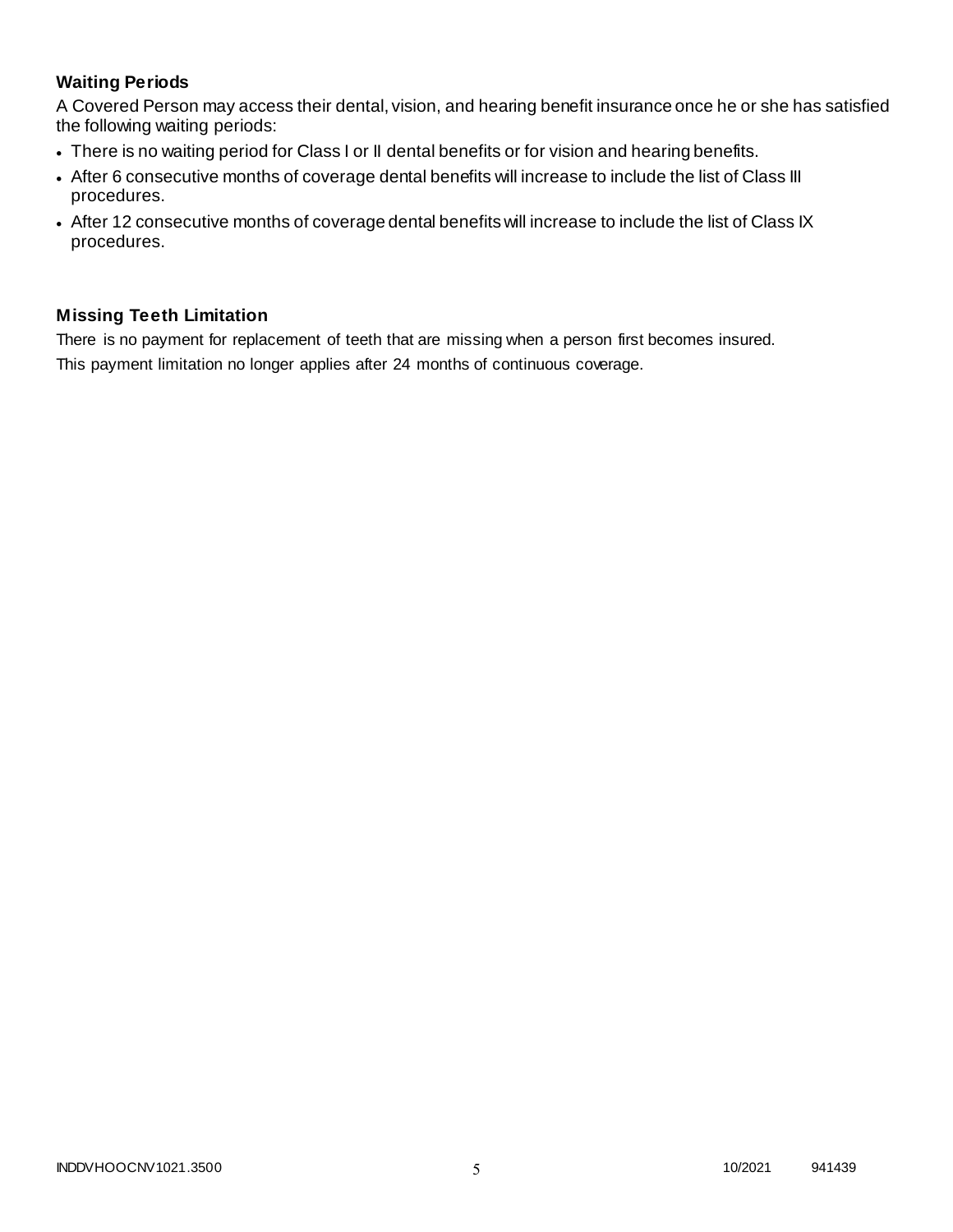### Waiting Periods

A Covered Person may access their dental, vision, and hearing benefit insurance once he or she has satisfied the following waiting periods:

- There is no waiting period for Class I or II dental benefits or for vision and hearing benefits.
- After 6 consecutive months of coverage dental benefits will increase to include the list of Class III procedures.
- After 12 consecutive months of coverage dental benefits will increase to include the list of Class IX procedures.

### Missing Teeth Limitation

There is no payment for replacement of teeth that are missing when a person first becomes insured.

This payment limitation no longer applies after 24 months of continuous coverage.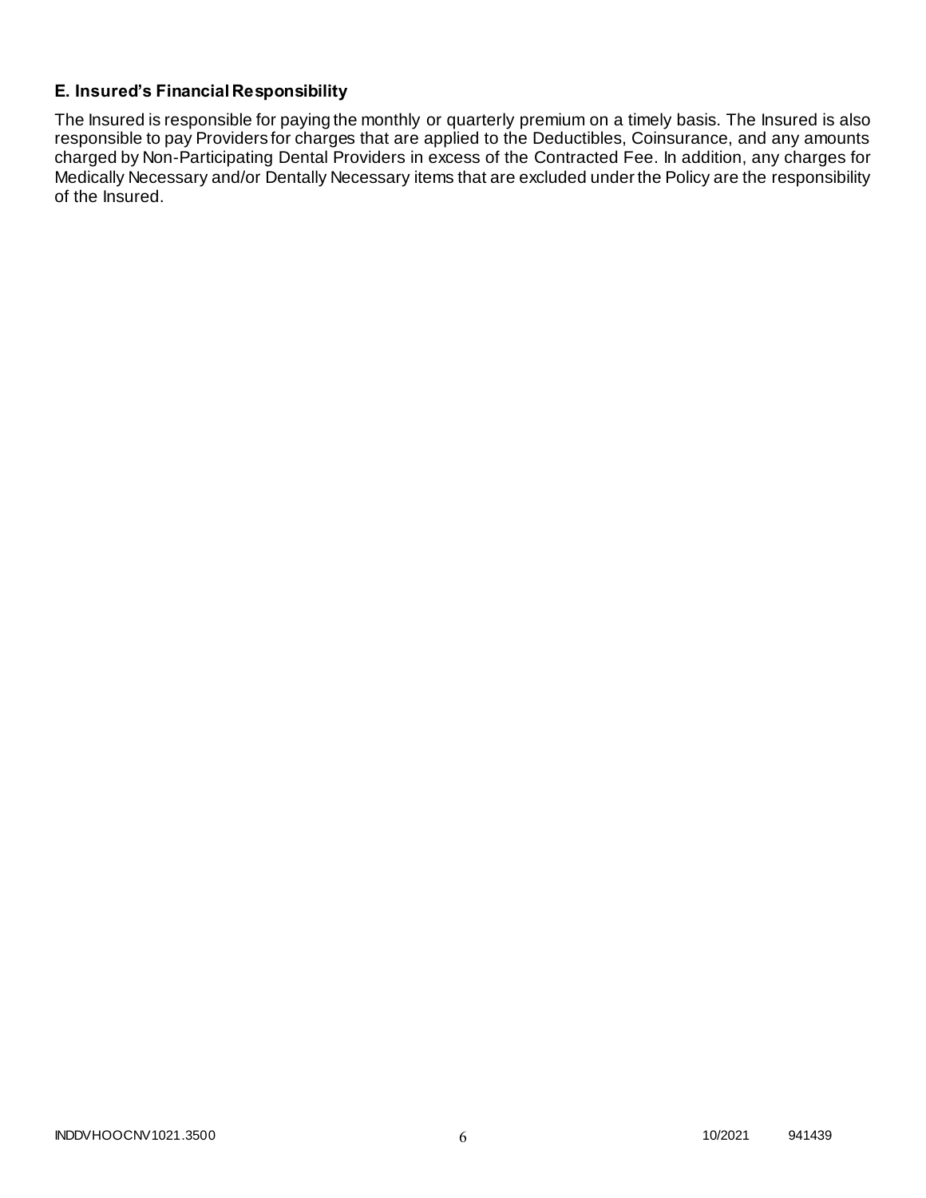### E. Insured's Financial Responsibility

The Insured is responsible for paying the monthly or quarterly premium on a timely basis. The Insured is also responsible to pay Providers for charges that are applied to the Deductibles, Coinsurance, and any amounts charged by Non-Participating Dental Providers in excess of the Contracted Fee. In addition, any charges for Medically Necessary and/or Dentally Necessary items that are excluded under the Policy are the responsibility of the Insured.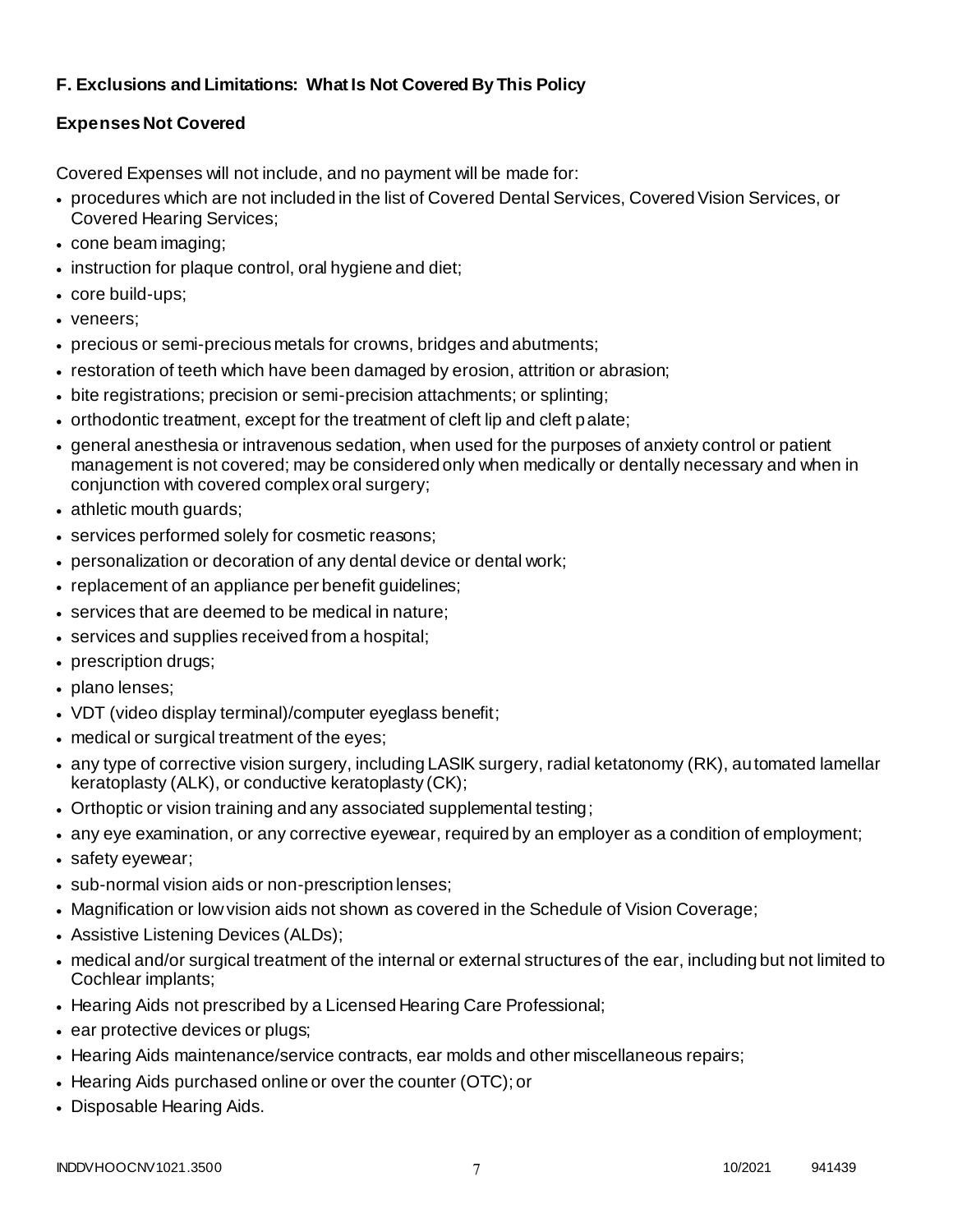## F. Exclusions and Limitations: What Is Not Covered By This Policy

### Expenses Not Covered

Covered Expenses will not include, and no payment will be made for:

- procedures which are not included in the list of Covered Dental Services, Covered Vision Services, or Covered Hearing Services;
- cone beam imaging;
- instruction for plaque control, oral hygiene and diet;
- core build-ups;
- veneers;
- precious or semi-precious metals for crowns, bridges and abutments;
- restoration of teeth which have been damaged by erosion, attrition or abrasion;
- bite registrations; precision or semi-precision attachments; or splinting;
- orthodontic treatment, except for the treatment of cleft lip and cleft palate;
- general anesthesia or intravenous sedation, when used for the purposes of anxiety control or patient management is not covered; may be considered only when medically or dentally necessary and when in conjunction with covered complex oral surgery;
- athletic mouth guards;
- services performed solely for cosmetic reasons;
- personalization or decoration of any dental device or dental work;
- replacement of an appliance per benefit guidelines;
- services that are deemed to be medical in nature;
- services and supplies received from a hospital;
- prescription drugs;
- plano lenses;
- VDT (video display terminal)/computer eyeglass benefit;
- medical or surgical treatment of the eyes;
- any type of corrective vision surgery, including LASIK surgery, radial ketatonomy (RK), automated lamellar keratoplasty (ALK), or conductive keratoplasty (CK);
- Orthoptic or vision training and any associated supplemental testing;
- any eye examination, or any corrective eyewear, required by an employer as a condition of employment;
- safety eyewear;
- sub-normal vision aids or non-prescription lenses;
- Magnification or low vision aids not shown as covered in the Schedule of Vision Coverage;
- Assistive Listening Devices (ALDs);
- medical and/or surgical treatment of the internal or external structures of the ear, including but not limited to Cochlear implants;
- Hearing Aids not prescribed by a Licensed Hearing Care Professional;
- ear protective devices or plugs;
- Hearing Aids maintenance/service contracts, ear molds and other miscellaneous repairs;
- Hearing Aids purchased online or over the counter (OTC); or
- Disposable Hearing Aids.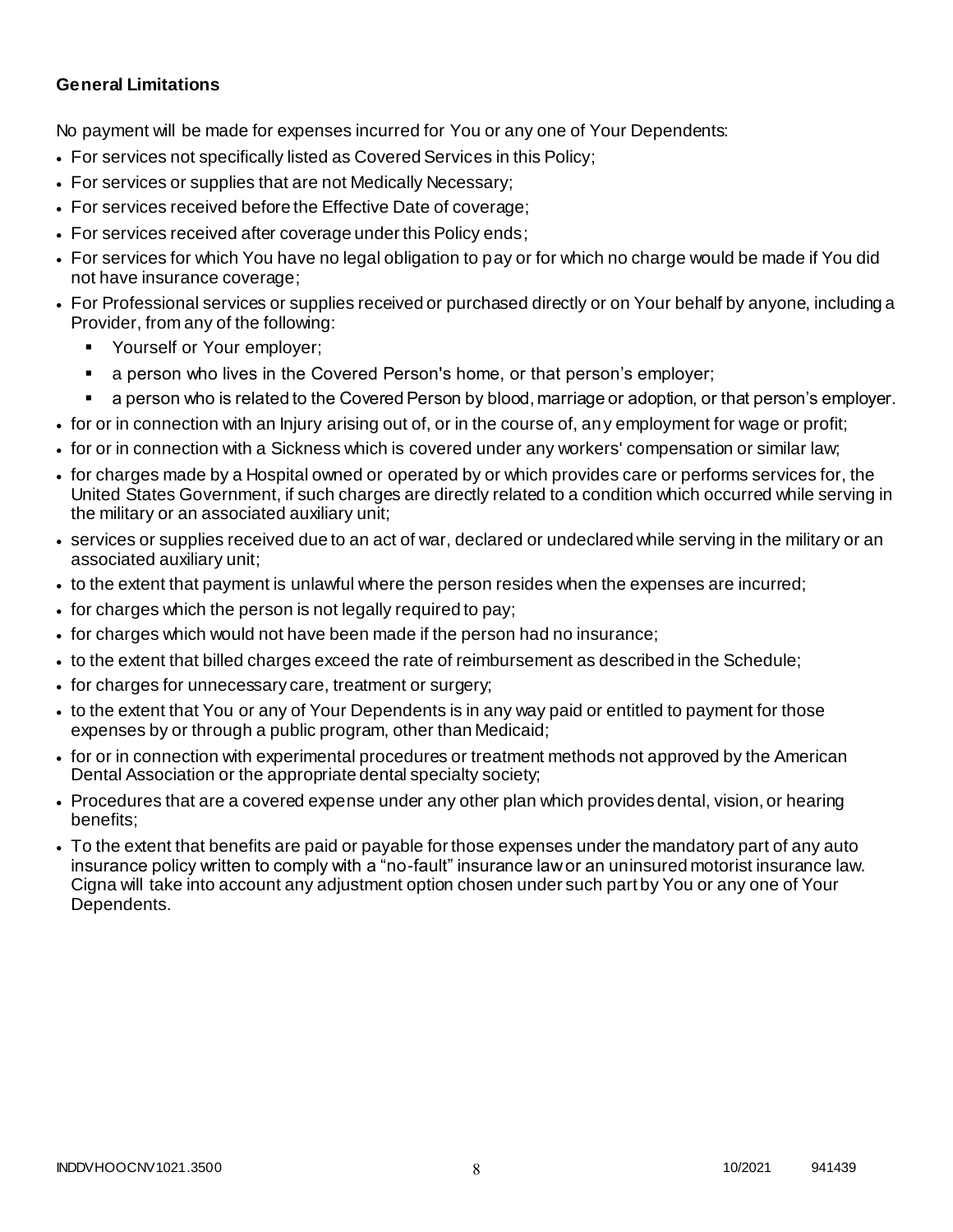**General Limitations**

No payment will be made for expenses incurred for You or any one of Your Dependents:

- For services not specifically listed as Covered Services in this Policy;
- For services or supplies that are not Medically Necessary;
- For services received before the Effective Date of coverage;
- For services received after coverage under this Policy ends;
- For services for which You have no legal obligation to pay or for which no charge would be made if You did not have insurance coverage;
- For Professional services or supplies received or purchased directly or on Your behalf by anyone, including a Provider, from any of the following:
  - Yourself or Your employer;
  - a person who lives in the Covered Person's home, or that person's employer;
  - a person who is related to the Covered Person by blood, marriage or adoption, or that person's employer.
- for or in connection with an Injury arising out of, or in the course of, any employment for wage or profit;
- for or in connection with a Sickness which is covered under any workers' compensation or similar law;
- for charges made by a Hospital owned or operated by or which provides care or performs services for, the United States Government, if such charges are directly related to a condition which occurred while serving in the military or an associated auxiliary unit;
- services or supplies received due to an act of war, declared or undeclared while serving in the military or an associated auxiliary unit;
- to the extent that payment is unlawful where the person resides when the expenses are incurred;
- for charges which the person is not legally required to pay;
- for charges which would not have been made if the person had no insurance;
- to the extent that billed charges exceed the rate of reimbursement as described in the Schedule;
- for charges for unnecessary care, treatment or surgery;
- to the extent that You or any of Your Dependents is in any way paid or entitled to payment for those expenses by or through a public program, other than Medicaid;
- for or in connection with experimental procedures or treatment methods not approved by the American Dental Association or the appropriate dental specialty society;
- Procedures that are a covered expense under any other plan which provides dental, vision, or hearing benefits;
- To the extent that benefits are paid or payable for those expenses under the mandatory part of any auto insurance policy written to comply with a "no-fault" insurance law or an uninsured motorist insurance law. Cigna will take into account any adjustment option chosen under such part by You or any one of Your Dependents.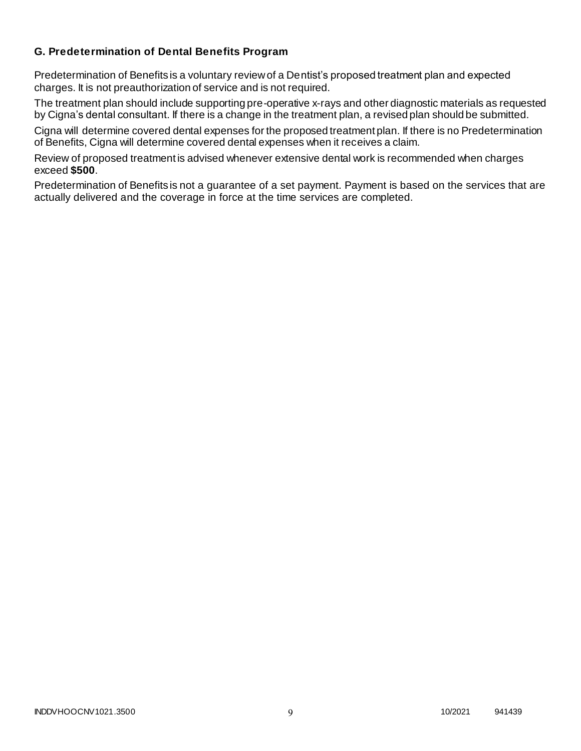### G. Predetermination of Dental Benefits Program

Predetermination of Benefits is a voluntary review of a Dentist's proposed treatment plan and expected charges. It is not preauthorization of service and is not required.

The treatment plan should include supporting pre-operative x-rays and other diagnostic materials as requested by Cigna's dental consultant. If there is a change in the treatment plan, a revised plan should be submitted.

Cigna will determine covered dental expenses for the proposed treatment plan. If there is no Predetermination of Benefits, Cigna will determine covered dental expenses when it receives a claim.

Review of proposed treatment is advised whenever extensive dental work is recommended when charges exceed **$500**.

Predetermination of Benefits is not a guarantee of a set payment. Payment is based on the services that are actually delivered and the coverage in force at the time services are completed.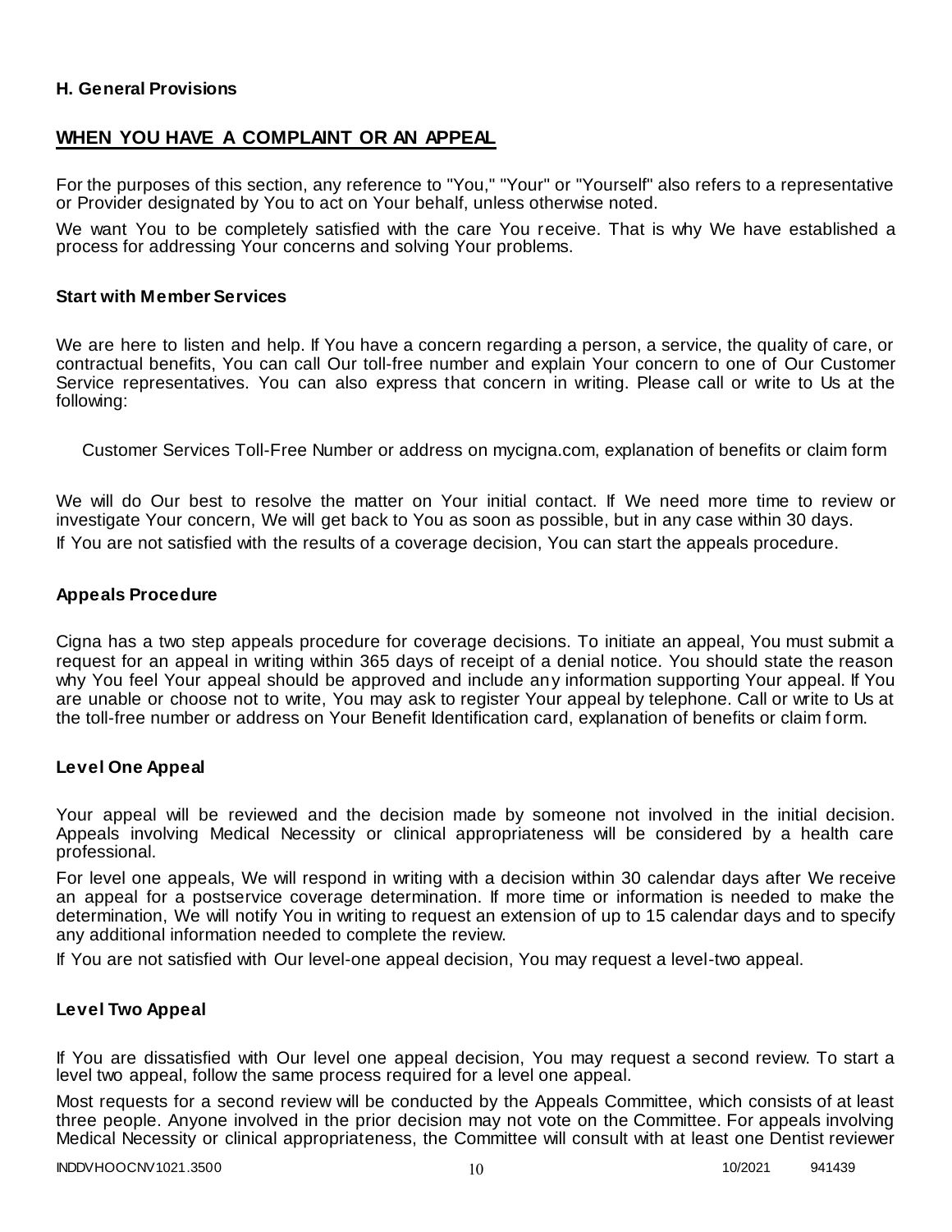### H. General Provisions

## WHEN YOU HAVE A COMPLAINT OR AN APPEAL

For the purposes of this section, any reference to "You," "Your" or "Yourself" also refers to a representative or Provider designated by You to act on Your behalf, unless otherwise noted.

We want You to be completely satisfied with the care You receive. That is why We have established a process for addressing Your concerns and solving Your problems.

### Start with Member Services

We are here to listen and help. If You have a concern regarding a person, a service, the quality of care, or contractual benefits, You can call Our toll-free number and explain Your concern to one of Our Customer Service representatives. You can also express that concern in writing. Please call or write to Us at the following:

Customer Services Toll-Free Number or address on mycigna.com, explanation of benefits or claim form

We will do Our best to resolve the matter on Your initial contact. If We need more time to review or investigate Your concern, We will get back to You as soon as possible, but in any case within 30 days.

If You are not satisfied with the results of a coverage decision, You can start the appeals procedure.

### Appeals Procedure

Cigna has a two step appeals procedure for coverage decisions. To initiate an appeal, You must submit a request for an appeal in writing within 365 days of receipt of a denial notice. You should state the reason why You feel Your appeal should be approved and include any information supporting Your appeal. If You are unable or choose not to write, You may ask to register Your appeal by telephone. Call or write to Us at the toll-free number or address on Your Benefit Identification card, explanation of benefits or claim form.

### Level One Appeal

Your appeal will be reviewed and the decision made by someone not involved in the initial decision. Appeals involving Medical Necessity or clinical appropriateness will be considered by a health care professional.

For level one appeals, We will respond in writing with a decision within 30 calendar days after We receive an appeal for a postservice coverage determination. If more time or information is needed to make the determination, We will notify You in writing to request an extension of up to 15 calendar days and to specify any additional information needed to complete the review.

If You are not satisfied with Our level-one appeal decision, You may request a level-two appeal.

### Level Two Appeal

If You are dissatisfied with Our level one appeal decision, You may request a second review. To start a level two appeal, follow the same process required for a level one appeal.

Most requests for a second review will be conducted by the Appeals Committee, which consists of at least three people. Anyone involved in the prior decision may not vote on the Committee. For appeals involving Medical Necessity or clinical appropriateness, the Committee will consult with at least one Dentist reviewer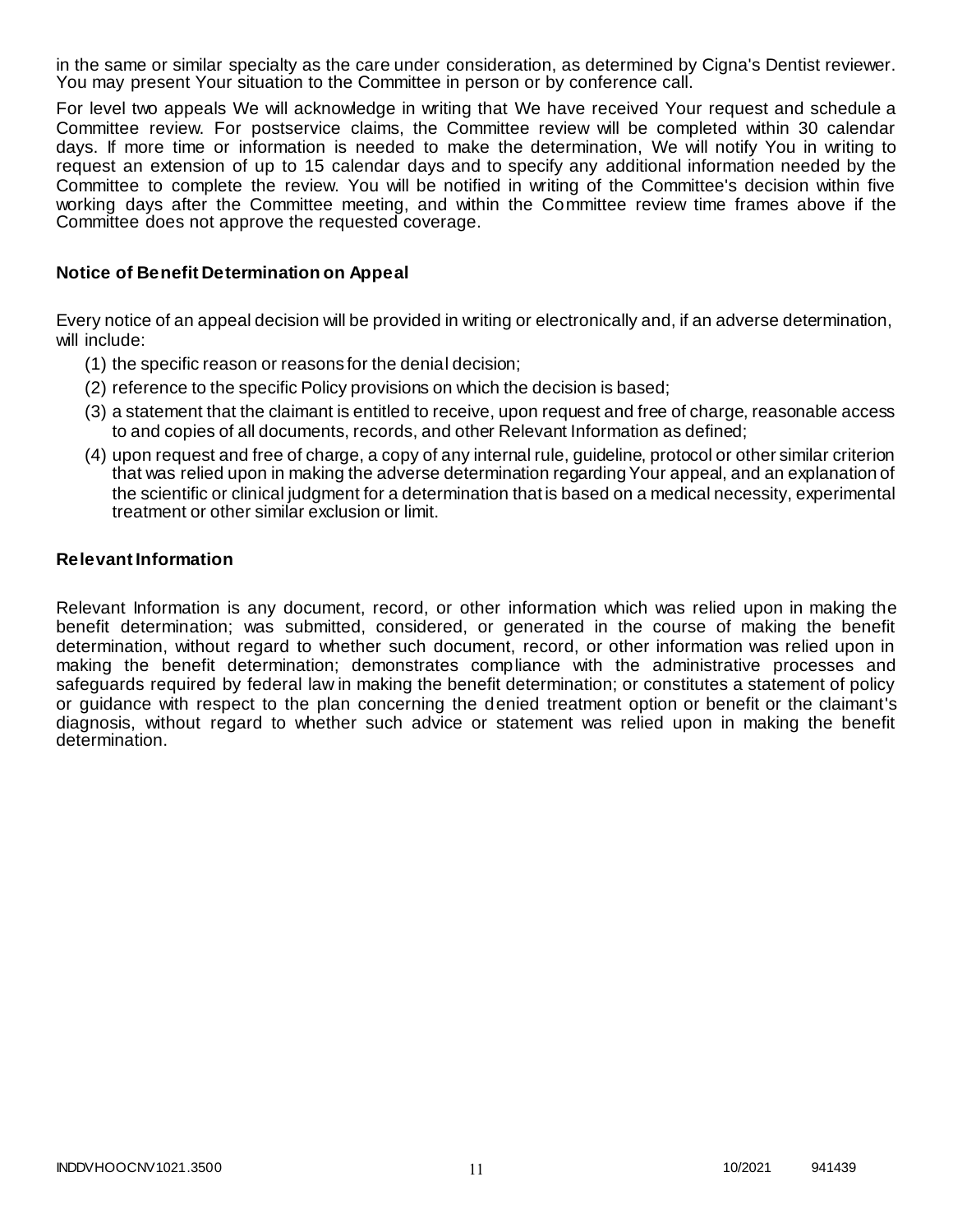in the same or similar specialty as the care under consideration, as determined by Cigna's Dentist reviewer. You may present Your situation to the Committee in person or by conference call.

For level two appeals We will acknowledge in writing that We have received Your request and schedule a Committee review. For postservice claims, the Committee review will be completed within 30 calendar days. If more time or information is needed to make the determination, We will notify You in writing to request an extension of up to 15 calendar days and to specify any additional information needed by the Committee to complete the review. You will be notified in writing of the Committee's decision within five working days after the Committee meeting, and within the Committee review time frames above if the Committee does not approve the requested coverage.

### Notice of Benefit Determination on Appeal

Every notice of an appeal decision will be provided in writing or electronically and, if an adverse determination, will include:

(1) the specific reason or reasons for the denial decision;

(2) reference to the specific Policy provisions on which the decision is based;

(3) a statement that the claimant is entitled to receive, upon request and free of charge, reasonable access to and copies of all documents, records, and other Relevant Information as defined;

(4) upon request and free of charge, a copy of any internal rule, guideline, protocol or other similar criterion that was relied upon in making the adverse determination regarding Your appeal, and an explanation of the scientific or clinical judgment for a determination that is based on a medical necessity, experimental treatment or other similar exclusion or limit.

### Relevant Information

Relevant Information is any document, record, or other information which was relied upon in making the benefit determination; was submitted, considered, or generated in the course of making the benefit determination, without regard to whether such document, record, or other information was relied upon in making the benefit determination; demonstrates compliance with the administrative processes and safeguards required by federal law in making the benefit determination; or constitutes a statement of policy or guidance with respect to the plan concerning the denied treatment option or benefit or the claimant's diagnosis, without regard to whether such advice or statement was relied upon in making the benefit determination.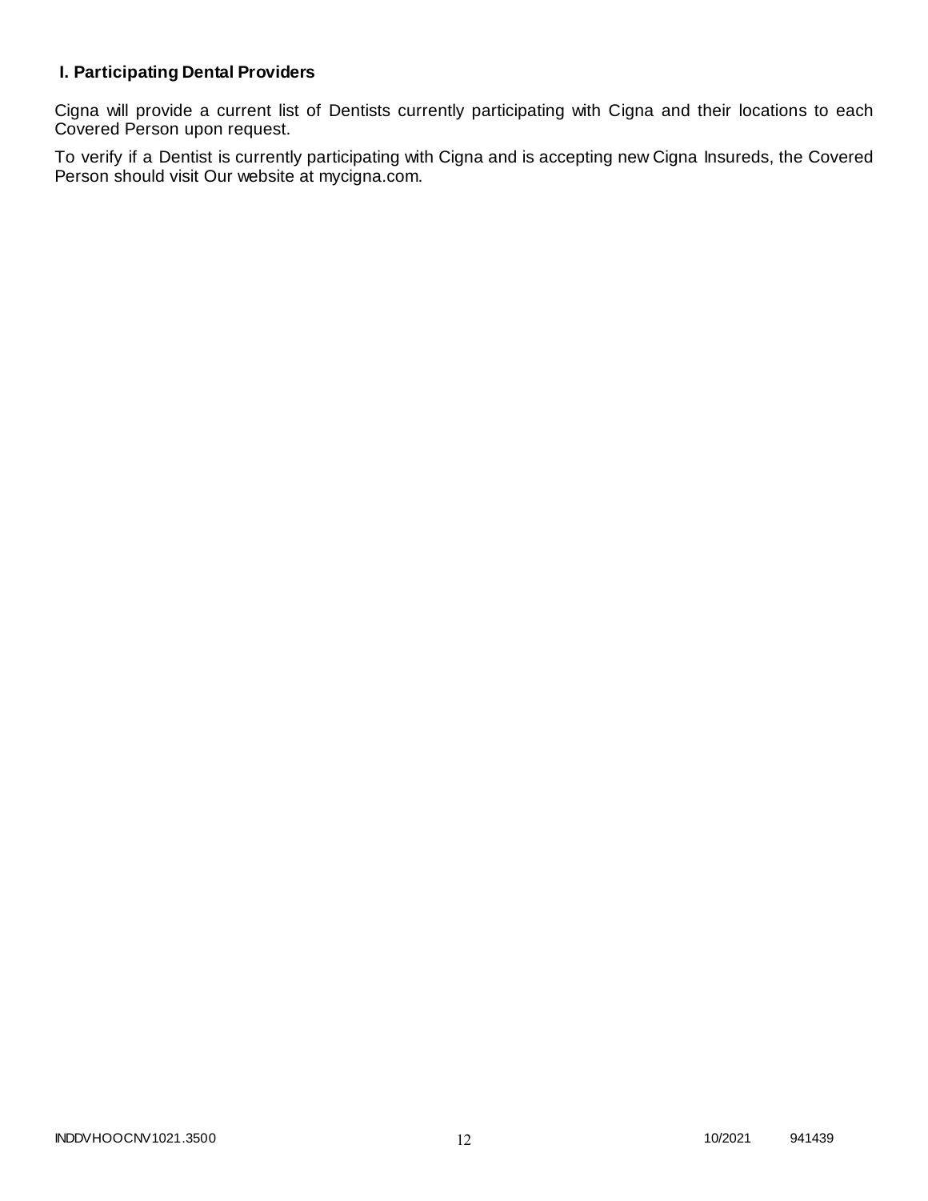## I. Participating Dental Providers

Cigna will provide a current list of Dentists currently participating with Cigna and their locations to each Covered Person upon request.

To verify if a Dentist is currently participating with Cigna and is accepting new Cigna Insureds, the Covered Person should visit Our website at mycigna.com.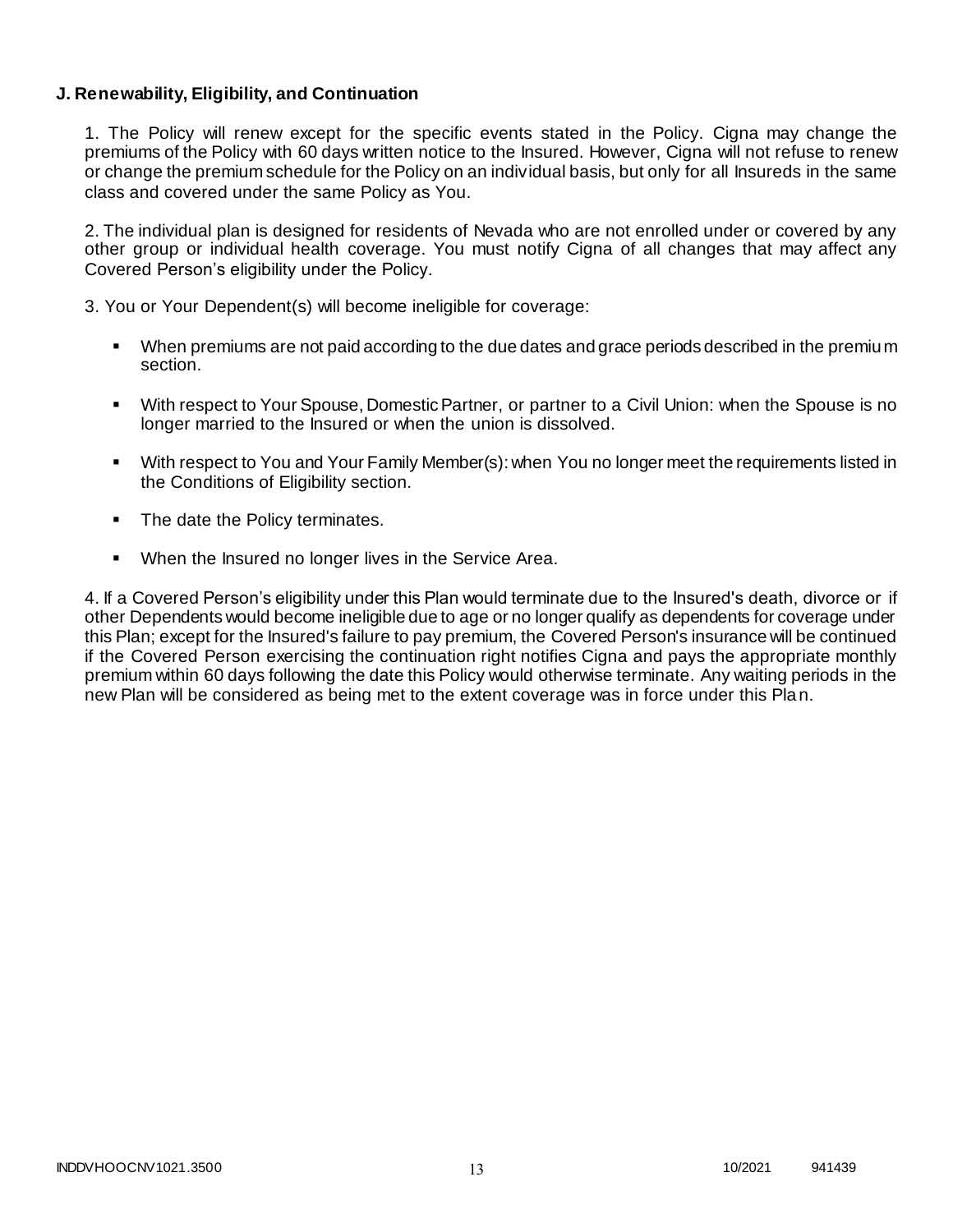**J. Renewability, Eligibility, and Continuation**

1. The Policy will renew except for the specific events stated in the Policy. Cigna may change the premiums of the Policy with 60 days written notice to the Insured. However, Cigna will not refuse to renew or change the premium schedule for the Policy on an individual basis, but only for all Insureds in the same class and covered under the same Policy as You.

2. The individual plan is designed for residents of Nevada who are not enrolled under or covered by any other group or individual health coverage. You must notify Cigna of all changes that may affect any Covered Person's eligibility under the Policy.

3. You or Your Dependent(s) will become ineligible for coverage:

- When premiums are not paid according to the due dates and grace periods described in the premium section.
- With respect to Your Spouse, Domestic Partner, or partner to a Civil Union: when the Spouse is no longer married to the Insured or when the union is dissolved.
- With respect to You and Your Family Member(s): when You no longer meet the requirements listed in the Conditions of Eligibility section.
- The date the Policy terminates.
- When the Insured no longer lives in the Service Area.

4. If a Covered Person's eligibility under this Plan would terminate due to the Insured's death, divorce or if other Dependents would become ineligible due to age or no longer qualify as dependents for coverage under this Plan; except for the Insured's failure to pay premium, the Covered Person's insurance will be continued if the Covered Person exercising the continuation right notifies Cigna and pays the appropriate monthly premium within 60 days following the date this Policy would otherwise terminate. Any waiting periods in the new Plan will be considered as being met to the extent coverage was in force under this Plan.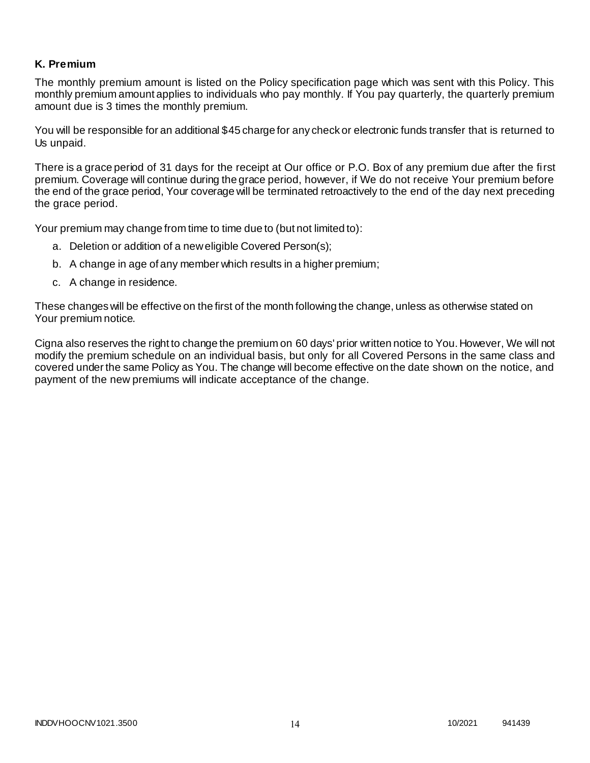### K. Premium

The monthly premium amount is listed on the Policy specification page which was sent with this Policy. This monthly premium amount applies to individuals who pay monthly. If You pay quarterly, the quarterly premium amount due is 3 times the monthly premium.

You will be responsible for an additional $45 charge for any check or electronic funds transfer that is returned to Us unpaid.

There is a grace period of 31 days for the receipt at Our office or P.O. Box of any premium due after the first premium. Coverage will continue during the grace period, however, if We do not receive Your premium before the end of the grace period, Your coverage will be terminated retroactively to the end of the day next preceding the grace period.

Your premium may change from time to time due to (but not limited to):

a. Deletion or addition of a new eligible Covered Person(s);
b. A change in age of any member which results in a higher premium;
c. A change in residence.

These changes will be effective on the first of the month following the change, unless as otherwise stated on Your premium notice.

Cigna also reserves the right to change the premium on 60 days' prior written notice to You. However, We will not modify the premium schedule on an individual basis, but only for all Covered Persons in the same class and covered under the same Policy as You. The change will become effective on the date shown on the notice, and payment of the new premiums will indicate acceptance of the change.